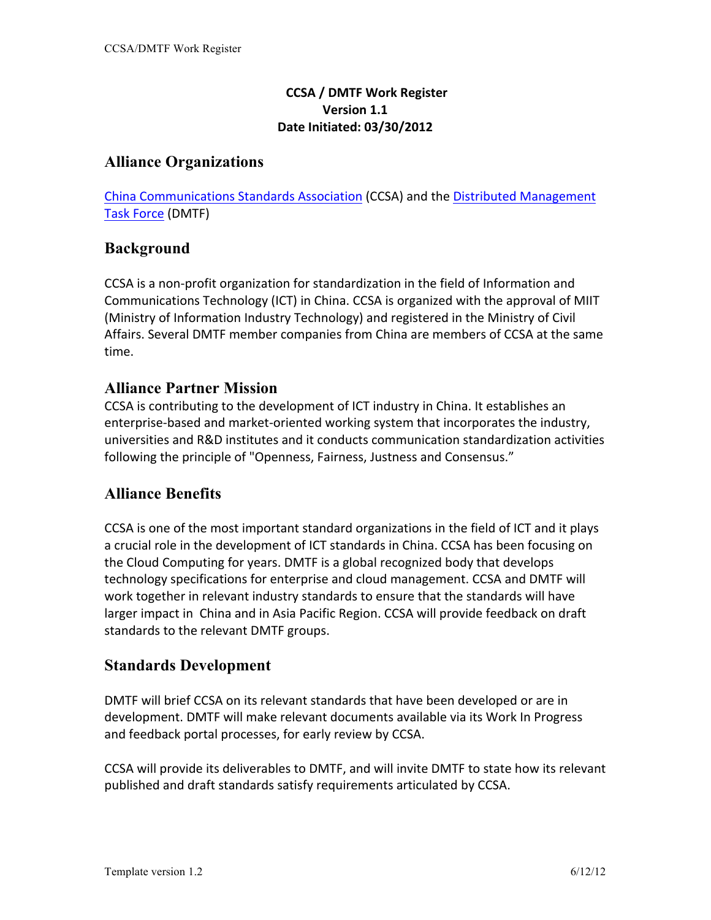**CCSA / DMTF Work Register**
**Version 1.1**
**Date Initiated: 03/30/2012**

## Alliance Organizations

China Communications Standards Association (CCSA) and the Distributed Management Task Force (DMTF)

## Background

CCSA is a non-profit organization for standardization in the field of Information and Communications Technology (ICT) in China. CCSA is organized with the approval of MIIT (Ministry of Information Industry Technology) and registered in the Ministry of Civil Affairs. Several DMTF member companies from China are members of CCSA at the same time.

## Alliance Partner Mission

CCSA is contributing to the development of ICT industry in China. It establishes an enterprise-based and market-oriented working system that incorporates the industry, universities and R&D institutes and it conducts communication standardization activities following the principle of "Openness, Fairness, Justness and Consensus."

## Alliance Benefits

CCSA is one of the most important standard organizations in the field of ICT and it plays a crucial role in the development of ICT standards in China. CCSA has been focusing on the Cloud Computing for years. DMTF is a global recognized body that develops technology specifications for enterprise and cloud management. CCSA and DMTF will work together in relevant industry standards to ensure that the standards will have larger impact in China and in Asia Pacific Region. CCSA will provide feedback on draft standards to the relevant DMTF groups.

## Standards Development

DMTF will brief CCSA on its relevant standards that have been developed or are in development. DMTF will make relevant documents available via its Work In Progress and feedback portal processes, for early review by CCSA.

CCSA will provide its deliverables to DMTF, and will invite DMTF to state how its relevant published and draft standards satisfy requirements articulated by CCSA.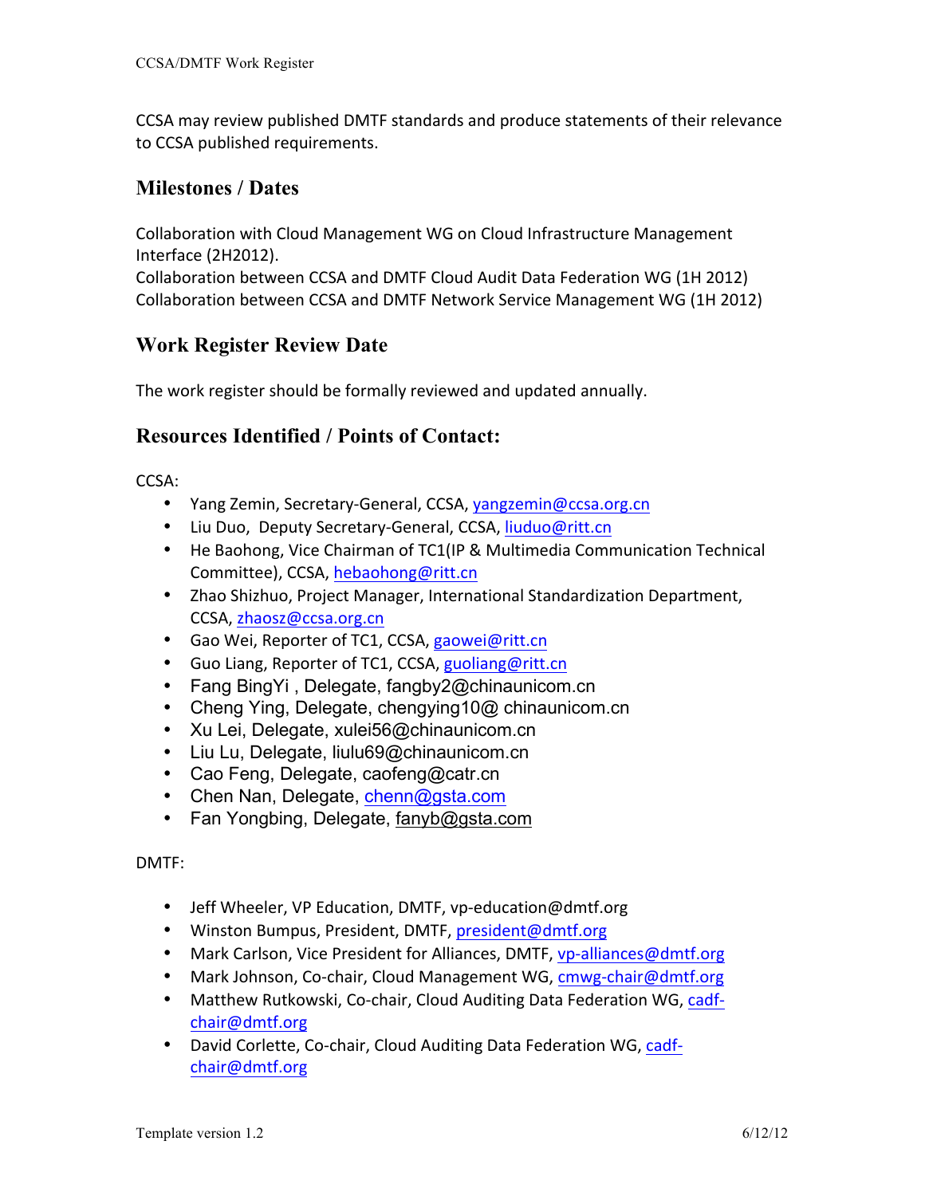CCSA may review published DMTF standards and produce statements of their relevance to CCSA published requirements.

## Milestones / Dates

Collaboration with Cloud Management WG on Cloud Infrastructure Management Interface (2H2012).
Collaboration between CCSA and DMTF Cloud Audit Data Federation WG (1H 2012)
Collaboration between CCSA and DMTF Network Service Management WG (1H 2012)

## Work Register Review Date

The work register should be formally reviewed and updated annually.

## Resources Identified / Points of Contact:

CCSA:

- Yang Zemin, Secretary-General, CCSA, yangzemin@ccsa.org.cn
- Liu Duo, Deputy Secretary-General, CCSA, liuduo@ritt.cn
- He Baohong, Vice Chairman of TC1(IP & Multimedia Communication Technical Committee), CCSA, hebaohong@ritt.cn
- Zhao Shizhuo, Project Manager, International Standardization Department, CCSA, zhaosz@ccsa.org.cn
- Gao Wei, Reporter of TC1, CCSA, gaowei@ritt.cn
- Guo Liang, Reporter of TC1, CCSA, guoliang@ritt.cn
- Fang BingYi , Delegate, fangby2@chinaunicom.cn
- Cheng Ying, Delegate, chengying10@ chinaunicom.cn
- Xu Lei, Delegate, xulei56@chinaunicom.cn
- Liu Lu, Delegate, liulu69@chinaunicom.cn
- Cao Feng, Delegate, caofeng@catr.cn
- Chen Nan, Delegate, chenn@gsta.com
- Fan Yongbing, Delegate, fanyb@gsta.com

DMTF:

- Jeff Wheeler, VP Education, DMTF, vp-education@dmtf.org
- Winston Bumpus, President, DMTF, president@dmtf.org
- Mark Carlson, Vice President for Alliances, DMTF, vp-alliances@dmtf.org
- Mark Johnson, Co-chair, Cloud Management WG, cmwg-chair@dmtf.org
- Matthew Rutkowski, Co-chair, Cloud Auditing Data Federation WG, cadf-chair@dmtf.org
- David Corlette, Co-chair, Cloud Auditing Data Federation WG, cadf-chair@dmtf.org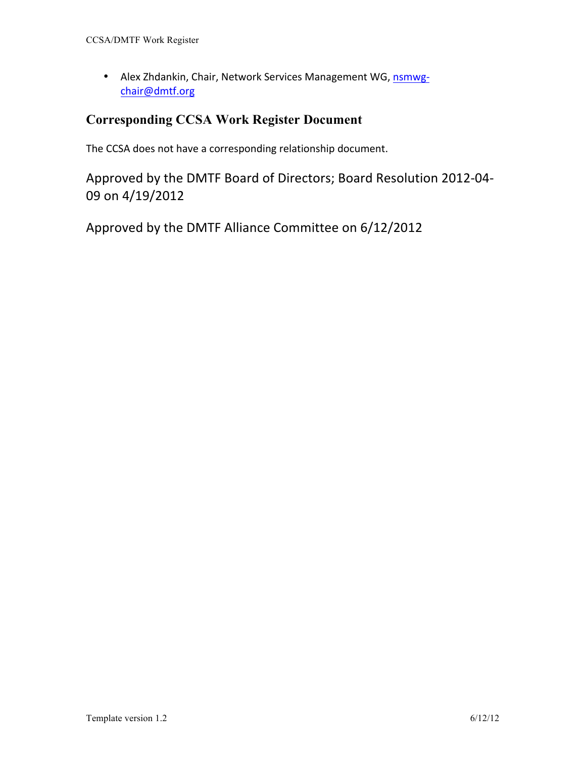- Alex Zhdankin, Chair, Network Services Management WG, nsmwg-chair@dmtf.org

## Corresponding CCSA Work Register Document

The CCSA does not have a corresponding relationship document.

Approved by the DMTF Board of Directors; Board Resolution 2012-04-09 on 4/19/2012

Approved by the DMTF Alliance Committee on 6/12/2012